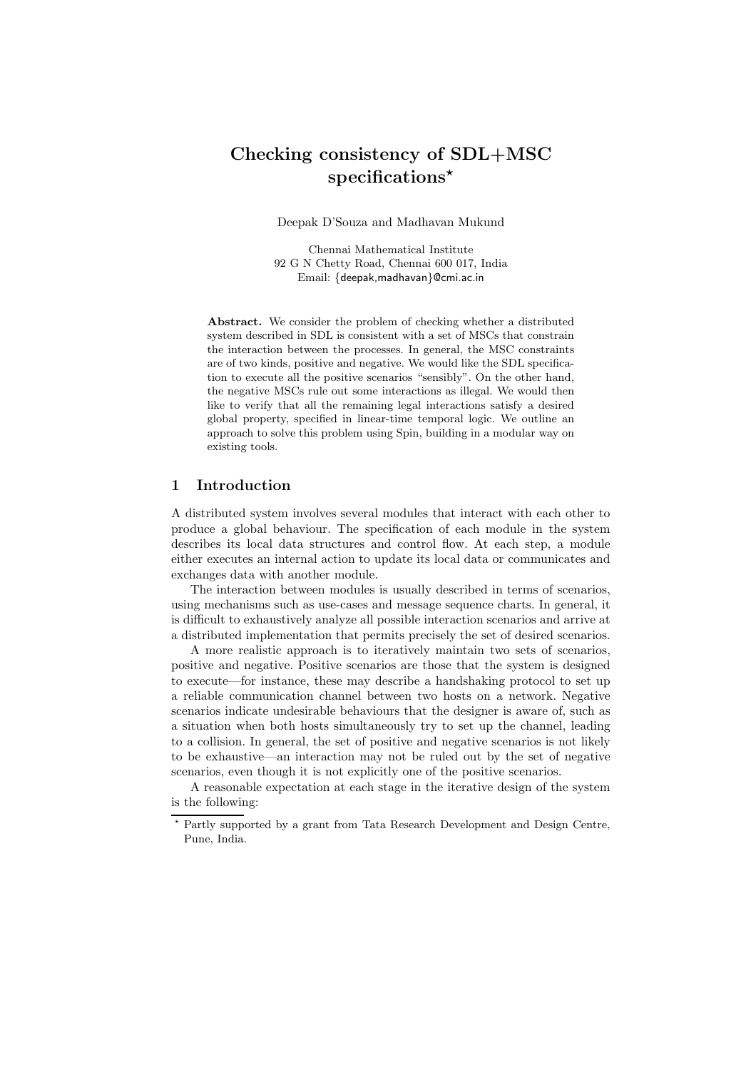# Checking consistency of SDL+MSC specifications*

Deepak D'Souza and Madhavan Mukund

Chennai Mathematical Institute
92 G N Chetty Road, Chennai 600 017, India
Email: {deepak,madhavan}@cmi.ac.in

**Abstract.** We consider the problem of checking whether a distributed system described in SDL is consistent with a set of MSCs that constrain the interaction between the processes. In general, the MSC constraints are of two kinds, positive and negative. We would like the SDL specification to execute all the positive scenarios "sensibly". On the other hand, the negative MSCs rule out some interactions as illegal. We would then like to verify that all the remaining legal interactions satisfy a desired global property, specified in linear-time temporal logic. We outline an approach to solve this problem using Spin, building in a modular way on existing tools.

## 1 Introduction

A distributed system involves several modules that interact with each other to produce a global behaviour. The specification of each module in the system describes its local data structures and control flow. At each step, a module either executes an internal action to update its local data or communicates and exchanges data with another module.

The interaction between modules is usually described in terms of scenarios, using mechanisms such as use-cases and message sequence charts. In general, it is difficult to exhaustively analyze all possible interaction scenarios and arrive at a distributed implementation that permits precisely the set of desired scenarios.

A more realistic approach is to iteratively maintain two sets of scenarios, positive and negative. Positive scenarios are those that the system is designed to execute—for instance, these may describe a handshaking protocol to set up a reliable communication channel between two hosts on a network. Negative scenarios indicate undesirable behaviours that the designer is aware of, such as a situation when both hosts simultaneously try to set up the channel, leading to a collision. In general, the set of positive and negative scenarios is not likely to be exhaustive—an interaction may not be ruled out by the set of negative scenarios, even though it is not explicitly one of the positive scenarios.

A reasonable expectation at each stage in the iterative design of the system is the following:

* Partly supported by a grant from Tata Research Development and Design Centre, Pune, India.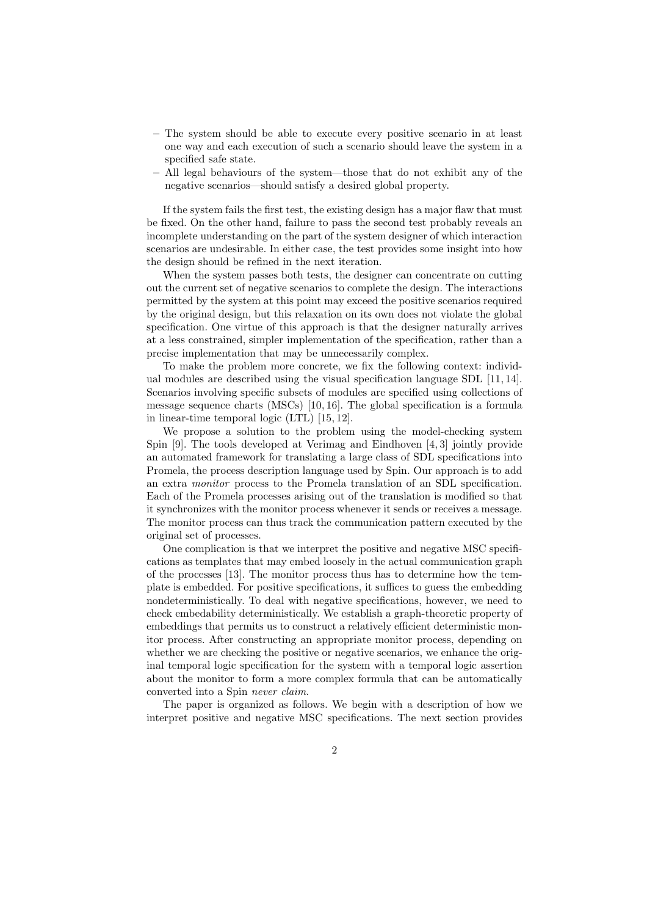– The system should be able to execute every positive scenario in at least one way and each execution of such a scenario should leave the system in a specified safe state.
– All legal behaviours of the system—those that do not exhibit any of the negative scenarios—should satisfy a desired global property.

If the system fails the first test, the existing design has a major flaw that must be fixed. On the other hand, failure to pass the second test probably reveals an incomplete understanding on the part of the system designer of which interaction scenarios are undesirable. In either case, the test provides some insight into how the design should be refined in the next iteration.

When the system passes both tests, the designer can concentrate on cutting out the current set of negative scenarios to complete the design. The interactions permitted by the system at this point may exceed the positive scenarios required by the original design, but this relaxation on its own does not violate the global specification. One virtue of this approach is that the designer naturally arrives at a less constrained, simpler implementation of the specification, rather than a precise implementation that may be unnecessarily complex.

To make the problem more concrete, we fix the following context: individual modules are described using the visual specification language SDL [11, 14]. Scenarios involving specific subsets of modules are specified using collections of message sequence charts (MSCs) [10, 16]. The global specification is a formula in linear-time temporal logic (LTL) [15, 12].

We propose a solution to the problem using the model-checking system Spin [9]. The tools developed at Verimag and Eindhoven [4, 3] jointly provide an automated framework for translating a large class of SDL specifications into Promela, the process description language used by Spin. Our approach is to add an extra *monitor* process to the Promela translation of an SDL specification. Each of the Promela processes arising out of the translation is modified so that it synchronizes with the monitor process whenever it sends or receives a message. The monitor process can thus track the communication pattern executed by the original set of processes.

One complication is that we interpret the positive and negative MSC specifications as templates that may embed loosely in the actual communication graph of the processes [13]. The monitor process thus has to determine how the template is embedded. For positive specifications, it suffices to guess the embedding nondeterministically. To deal with negative specifications, however, we need to check embedability deterministically. We establish a graph-theoretic property of embeddings that permits us to construct a relatively efficient deterministic monitor process. After constructing an appropriate monitor process, depending on whether we are checking the positive or negative scenarios, we enhance the original temporal logic specification for the system with a temporal logic assertion about the monitor to form a more complex formula that can be automatically converted into a Spin *never claim*.

The paper is organized as follows. We begin with a description of how we interpret positive and negative MSC specifications. The next section provides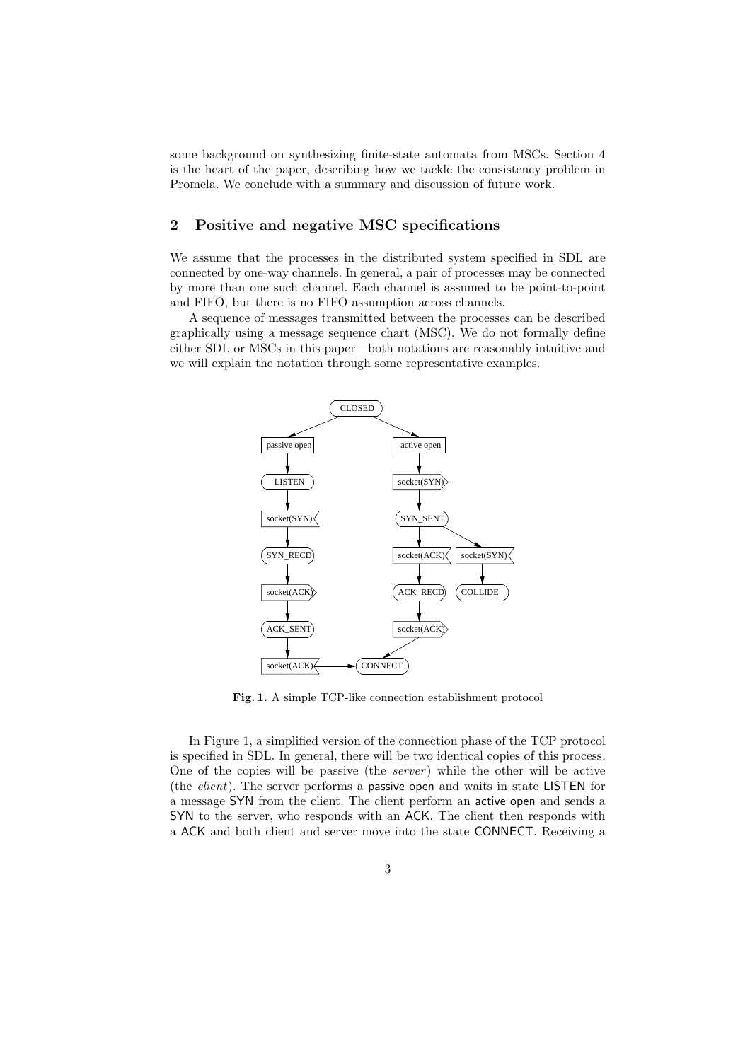some background on synthesizing finite-state automata from MSCs. Section 4 is the heart of the paper, describing how we tackle the consistency problem in Promela. We conclude with a summary and discussion of future work.

## 2 Positive and negative MSC specifications

We assume that the processes in the distributed system specified in SDL are connected by one-way channels. In general, a pair of processes may be connected by more than one such channel. Each channel is assumed to be point-to-point and FIFO, but there is no FIFO assumption across channels.

A sequence of messages transmitted between the processes can be described graphically using a message sequence chart (MSC). We do not formally define either SDL or MSCs in this paper—both notations are reasonably intuitive and we will explain the notation through some representative examples.

**Fig. 1.** A simple TCP-like connection establishment protocol

In Figure 1, a simplified version of the connection phase of the TCP protocol is specified in SDL. In general, there will be two identical copies of this process. One of the copies will be passive (the *server*) while the other will be active (the *client*). The server performs a passive open and waits in state LISTEN for a message SYN from the client. The client perform an active open and sends a SYN to the server, who responds with an ACK. The client then responds with a ACK and both client and server move into the state CONNECT. Receiving a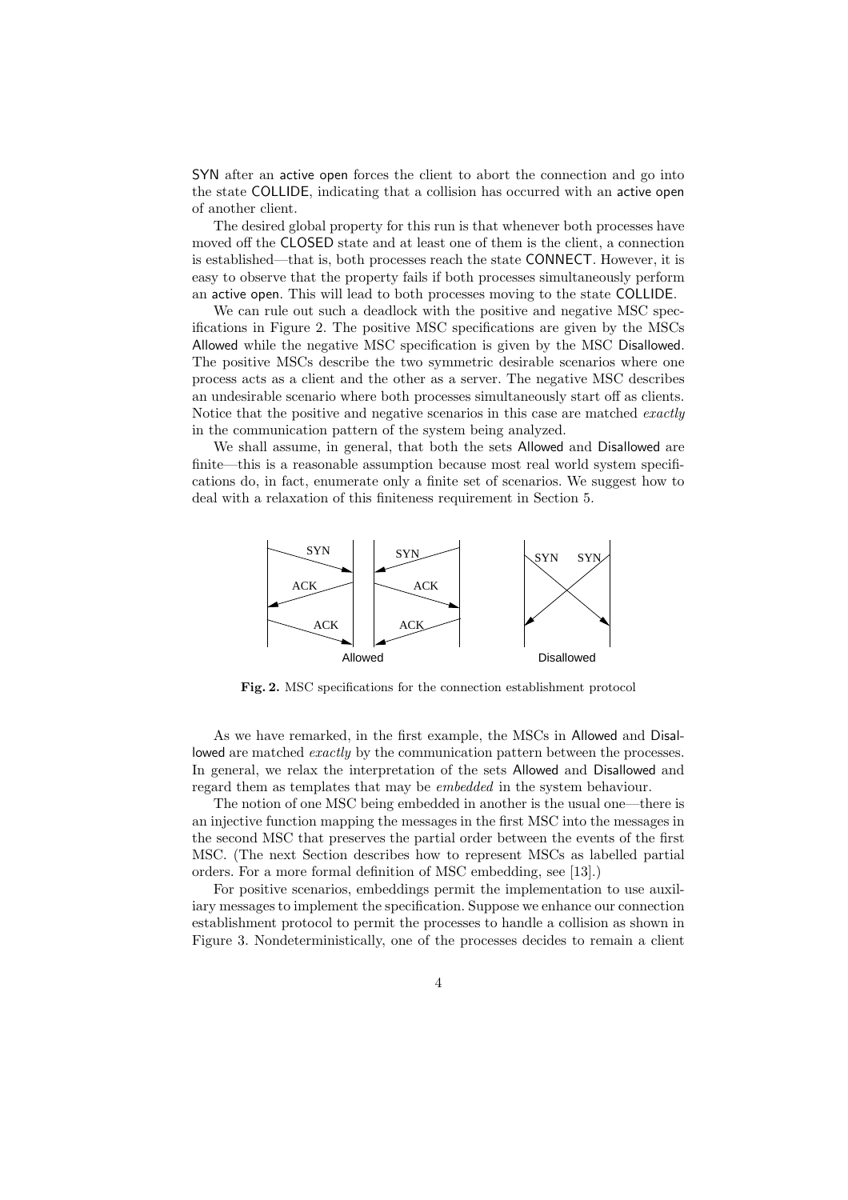SYN after an active open forces the client to abort the connection and go into the state COLLIDE, indicating that a collision has occurred with an active open of another client.

The desired global property for this run is that whenever both processes have moved off the CLOSED state and at least one of them is the client, a connection is established—that is, both processes reach the state CONNECT. However, it is easy to observe that the property fails if both processes simultaneously perform an active open. This will lead to both processes moving to the state COLLIDE.

We can rule out such a deadlock with the positive and negative MSC specifications in Figure 2. The positive MSC specifications are given by the MSCs Allowed while the negative MSC specification is given by the MSC Disallowed. The positive MSCs describe the two symmetric desirable scenarios where one process acts as a client and the other as a server. The negative MSC describes an undesirable scenario where both processes simultaneously start off as clients. Notice that the positive and negative scenarios in this case are matched *exactly* in the communication pattern of the system being analyzed.

We shall assume, in general, that both the sets Allowed and Disallowed are finite—this is a reasonable assumption because most real world system specifications do, in fact, enumerate only a finite set of scenarios. We suggest how to deal with a relaxation of this finiteness requirement in Section 5.

SYN
ACK
ACK
SYN
ACK
ACK
Allowed

SYN SYN
Disallowed

**Fig. 2.** MSC specifications for the connection establishment protocol

As we have remarked, in the first example, the MSCs in Allowed and Disallowed are matched *exactly* by the communication pattern between the processes. In general, we relax the interpretation of the sets Allowed and Disallowed and regard them as templates that may be *embedded* in the system behaviour.

The notion of one MSC being embedded in another is the usual one—there is an injective function mapping the messages in the first MSC into the messages in the second MSC that preserves the partial order between the events of the first MSC. (The next Section describes how to represent MSCs as labelled partial orders. For a more formal definition of MSC embedding, see [13].)

For positive scenarios, embeddings permit the implementation to use auxiliary messages to implement the specification. Suppose we enhance our connection establishment protocol to permit the processes to handle a collision as shown in Figure 3. Nondeterministically, one of the processes decides to remain a client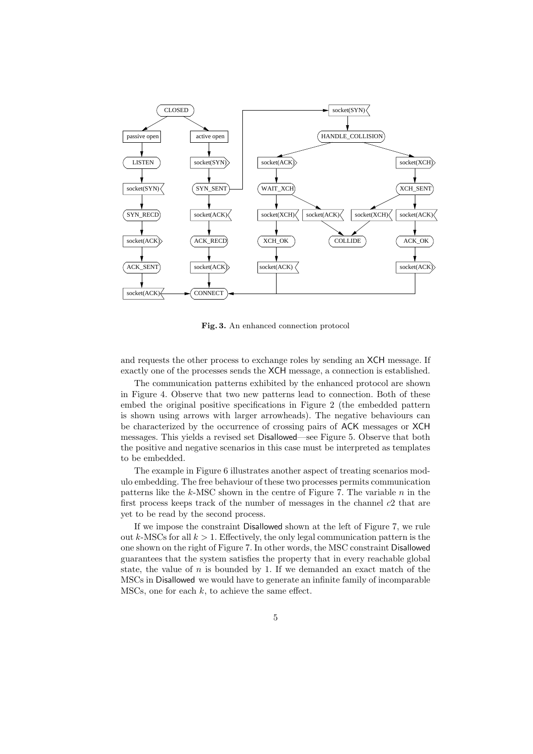Fig. 3. An enhanced connection protocol

and requests the other process to exchange roles by sending an XCH message. If exactly one of the processes sends the XCH message, a connection is established.

The communication patterns exhibited by the enhanced protocol are shown in Figure 4. Observe that two new patterns lead to connection. Both of these embed the original positive specifications in Figure 2 (the embedded pattern is shown using arrows with larger arrowheads). The negative behaviours can be characterized by the occurrence of crossing pairs of ACK messages or XCH messages. This yields a revised set Disallowed—see Figure 5. Observe that both the positive and negative scenarios in this case must be interpreted as templates to be embedded.

The example in Figure 6 illustrates another aspect of treating scenarios modulo embedding. The free behaviour of these two processes permits communication patterns like the $k$-MSC shown in the centre of Figure 7. The variable $n$ in the first process keeps track of the number of messages in the channel $c2$ that are yet to be read by the second process.

If we impose the constraint Disallowed shown at the left of Figure 7, we rule out $k$-MSCs for all $k > 1$. Effectively, the only legal communication pattern is the one shown on the right of Figure 7. In other words, the MSC constraint Disallowed guarantees that the system satisfies the property that in every reachable global state, the value of $n$ is bounded by 1. If we demanded an exact match of the MSCs in Disallowed we would have to generate an infinite family of incomparable MSCs, one for each $k$, to achieve the same effect.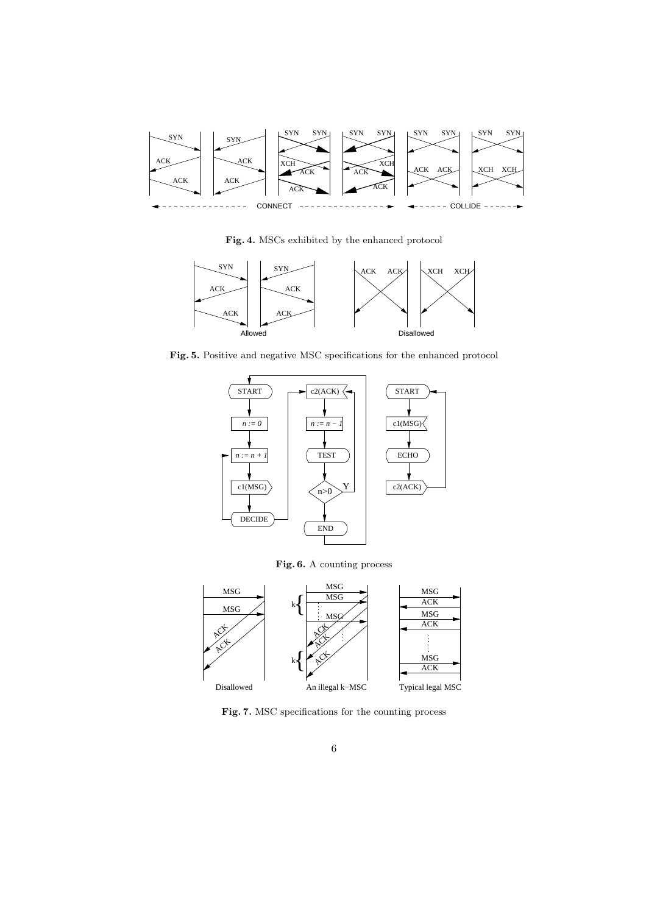**Fig. 4.** MSCs exhibited by the enhanced protocol

**Fig. 5.** Positive and negative MSC specifications for the enhanced protocol

**Fig. 6.** A counting process

**Fig. 7.** MSC specifications for the counting process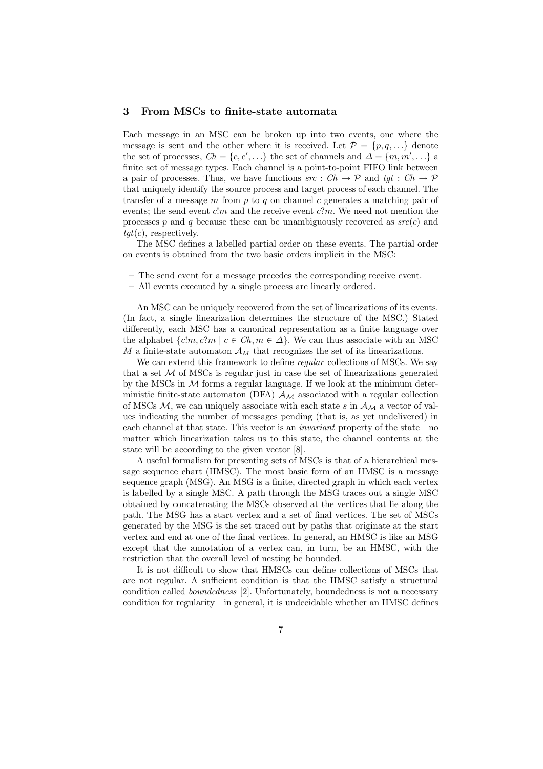## 3 From MSCs to finite-state automata

Each message in an MSC can be broken up into two events, one where the message is sent and the other where it is received. Let $\mathcal{P} = \{p, q, \ldots\}$ denote the set of processes, $Ch = \{c, c', \ldots\}$ the set of channels and $\Delta = \{m, m', \ldots\}$ a finite set of message types. Each channel is a point-to-point FIFO link between a pair of processes. Thus, we have functions $src : Ch \to \mathcal{P}$ and $tgt : Ch \to \mathcal{P}$ that uniquely identify the source process and target process of each channel. The transfer of a message $m$ from $p$ to $q$ on channel $c$ generates a matching pair of events; the send event $c!m$ and the receive event $c?m$. We need not mention the processes $p$ and $q$ because these can be unambiguously recovered as $src(c)$ and $tgt(c)$, respectively.

The MSC defines a labelled partial order on these events. The partial order on events is obtained from the two basic orders implicit in the MSC:

- The send event for a message precedes the corresponding receive event.
- All events executed by a single process are linearly ordered.

An MSC can be uniquely recovered from the set of linearizations of its events. (In fact, a single linearization determines the structure of the MSC.) Stated differently, each MSC has a canonical representation as a finite language over the alphabet $\{c!m, c?m \mid c \in Ch, m \in \Delta\}$. We can thus associate with an MSC $M$ a finite-state automaton $\mathcal{A}_M$ that recognizes the set of its linearizations.

We can extend this framework to define *regular* collections of MSCs. We say that a set $\mathcal{M}$ of MSCs is regular just in case the set of linearizations generated by the MSCs in $\mathcal{M}$ forms a regular language. If we look at the minimum deterministic finite-state automaton (DFA) $\mathcal{A}_{\mathcal{M}}$ associated with a regular collection of MSCs $\mathcal{M}$, we can uniquely associate with each state $s$ in $\mathcal{A}_{\mathcal{M}}$ a vector of values indicating the number of messages pending (that is, as yet undelivered) in each channel at that state. This vector is an *invariant* property of the state—no matter which linearization takes us to this state, the channel contents at the state will be according to the given vector [8].

A useful formalism for presenting sets of MSCs is that of a hierarchical message sequence chart (HMSC). The most basic form of an HMSC is a message sequence graph (MSG). An MSG is a finite, directed graph in which each vertex is labelled by a single MSC. A path through the MSG traces out a single MSC obtained by concatenating the MSCs observed at the vertices that lie along the path. The MSG has a start vertex and a set of final vertices. The set of MSCs generated by the MSG is the set traced out by paths that originate at the start vertex and end at one of the final vertices. In general, an HMSC is like an MSG except that the annotation of a vertex can, in turn, be an HMSC, with the restriction that the overall level of nesting be bounded.

It is not difficult to show that HMSCs can define collections of MSCs that are not regular. A sufficient condition is that the HMSC satisfy a structural condition called *boundedness* [2]. Unfortunately, boundedness is not a necessary condition for regularity—in general, it is undecidable whether an HMSC defines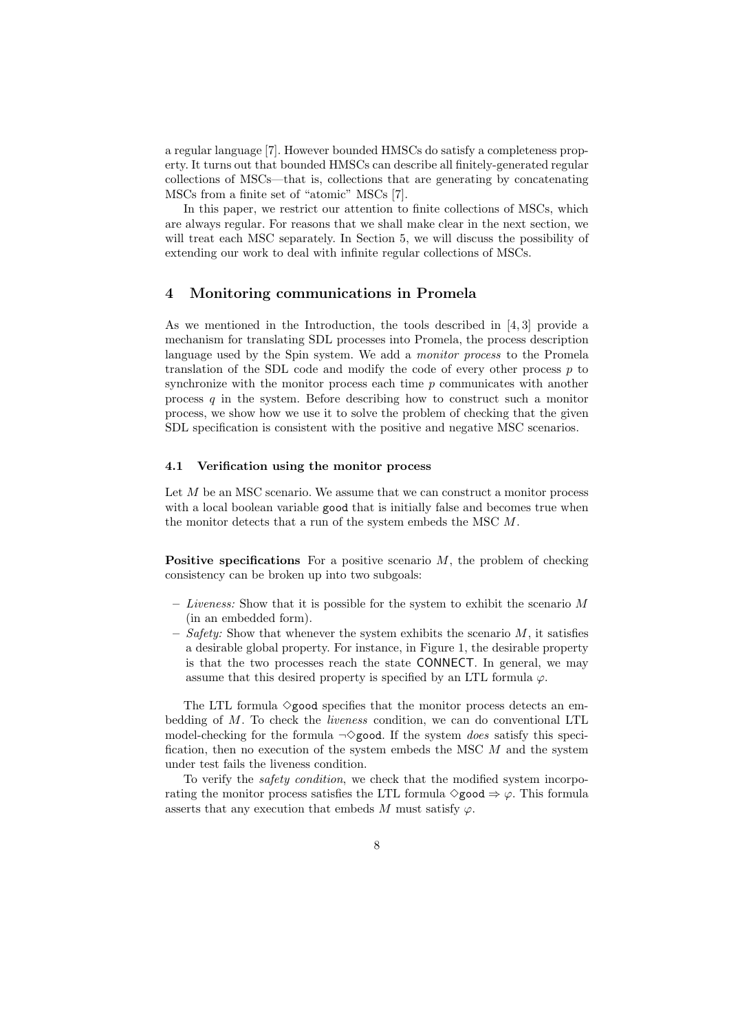a regular language [7]. However bounded HMSCs do satisfy a completeness property. It turns out that bounded HMSCs can describe all finitely-generated regular collections of MSCs—that is, collections that are generating by concatenating MSCs from a finite set of "atomic" MSCs [7].

In this paper, we restrict our attention to finite collections of MSCs, which are always regular. For reasons that we shall make clear in the next section, we will treat each MSC separately. In Section 5, we will discuss the possibility of extending our work to deal with infinite regular collections of MSCs.

## 4 Monitoring communications in Promela

As we mentioned in the Introduction, the tools described in [4, 3] provide a mechanism for translating SDL processes into Promela, the process description language used by the Spin system. We add a *monitor process* to the Promela translation of the SDL code and modify the code of every other process $p$ to synchronize with the monitor process each time $p$ communicates with another process $q$ in the system. Before describing how to construct such a monitor process, we show how we use it to solve the problem of checking that the given SDL specification is consistent with the positive and negative MSC scenarios.

### 4.1 Verification using the monitor process

Let $M$ be an MSC scenario. We assume that we can construct a monitor process with a local boolean variable `good` that is initially false and becomes true when the monitor detects that a run of the system embeds the MSC $M$.

**Positive specifications** For a positive scenario $M$, the problem of checking consistency can be broken up into two subgoals:

- *Liveness:* Show that it is possible for the system to exhibit the scenario $M$ (in an embedded form).
- *Safety:* Show that whenever the system exhibits the scenario $M$, it satisfies a desirable global property. For instance, in Figure 1, the desirable property is that the two processes reach the state CONNECT. In general, we may assume that this desired property is specified by an LTL formula $\varphi$.

The LTL formula $\Diamond$`good` specifies that the monitor process detects an embedding of $M$. To check the *liveness* condition, we can do conventional LTL model-checking for the formula $\neg\Diamond$`good`. If the system *does* satisfy this specification, then no execution of the system embeds the MSC $M$ and the system under test fails the liveness condition.

To verify the *safety condition*, we check that the modified system incorporating the monitor process satisfies the LTL formula $\Diamond$`good` $\Rightarrow \varphi$. This formula asserts that any execution that embeds $M$ must satisfy $\varphi$.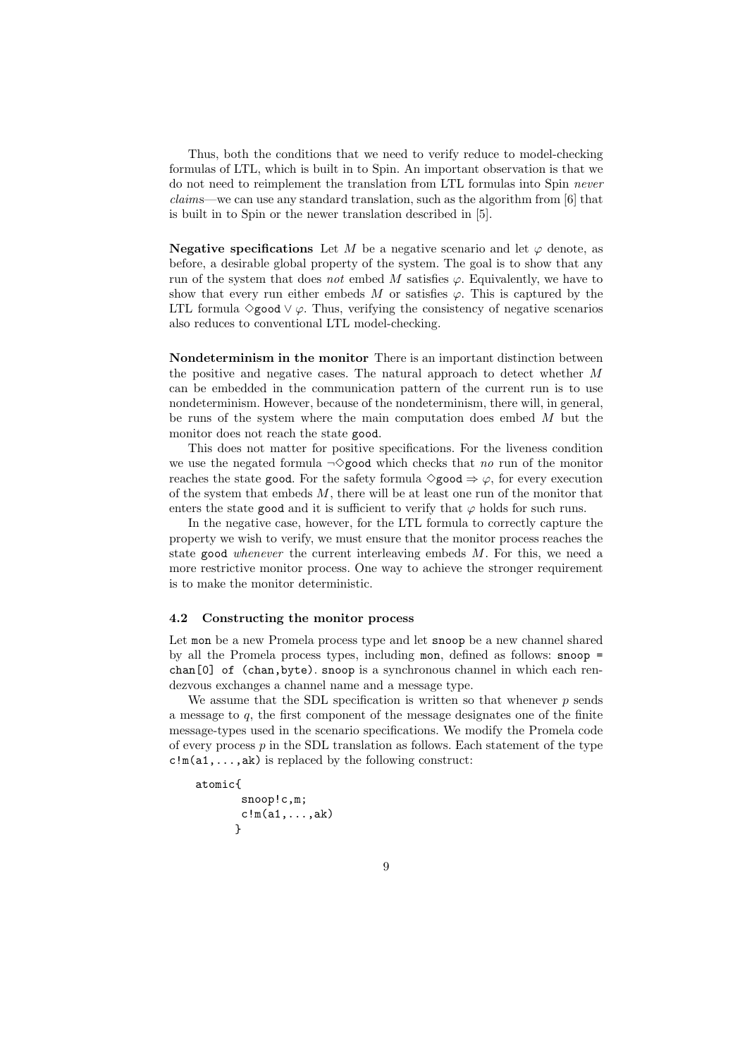Thus, both the conditions that we need to verify reduce to model-checking formulas of LTL, which is built in to Spin. An important observation is that we do not need to reimplement the translation from LTL formulas into Spin *never claims*—we can use any standard translation, such as the algorithm from [6] that is built in to Spin or the newer translation described in [5].

**Negative specifications** Let $M$ be a negative scenario and let $\varphi$ denote, as before, a desirable global property of the system. The goal is to show that any run of the system that does *not* embed $M$ satisfies $\varphi$. Equivalently, we have to show that every run either embeds $M$ or satisfies $\varphi$. This is captured by the LTL formula $\Diamond\texttt{good} \vee \varphi$. Thus, verifying the consistency of negative scenarios also reduces to conventional LTL model-checking.

**Nondeterminism in the monitor** There is an important distinction between the positive and negative cases. The natural approach to detect whether $M$ can be embedded in the communication pattern of the current run is to use nondeterminism. However, because of the nondeterminism, there will, in general, be runs of the system where the main computation does embed $M$ but the monitor does not reach the state `good`.

This does not matter for positive specifications. For the liveness condition we use the negated formula $\neg\Diamond\texttt{good}$ which checks that *no* run of the monitor reaches the state `good`. For the safety formula $\Diamond\texttt{good} \Rightarrow \varphi$, for every execution of the system that embeds $M$, there will be at least one run of the monitor that enters the state `good` and it is sufficient to verify that $\varphi$ holds for such runs.

In the negative case, however, for the LTL formula to correctly capture the property we wish to verify, we must ensure that the monitor process reaches the state `good` *whenever* the current interleaving embeds $M$. For this, we need a more restrictive monitor process. One way to achieve the stronger requirement is to make the monitor deterministic.

### 4.2 Constructing the monitor process

Let `mon` be a new Promela process type and let `snoop` be a new channel shared by all the Promela process types, including `mon`, defined as follows: `snoop = chan[0] of (chan,byte)`. `snoop` is a synchronous channel in which each rendezvous exchanges a channel name and a message type.

We assume that the SDL specification is written so that whenever $p$ sends a message to $q$, the first component of the message designates one of the finite message-types used in the scenario specifications. We modify the Promela code of every process $p$ in the SDL translation as follows. Each statement of the type `c!m(a1,...,ak)` is replaced by the following construct:

```
atomic{
       snoop!c,m;
       c!m(a1,...,ak)
      }
```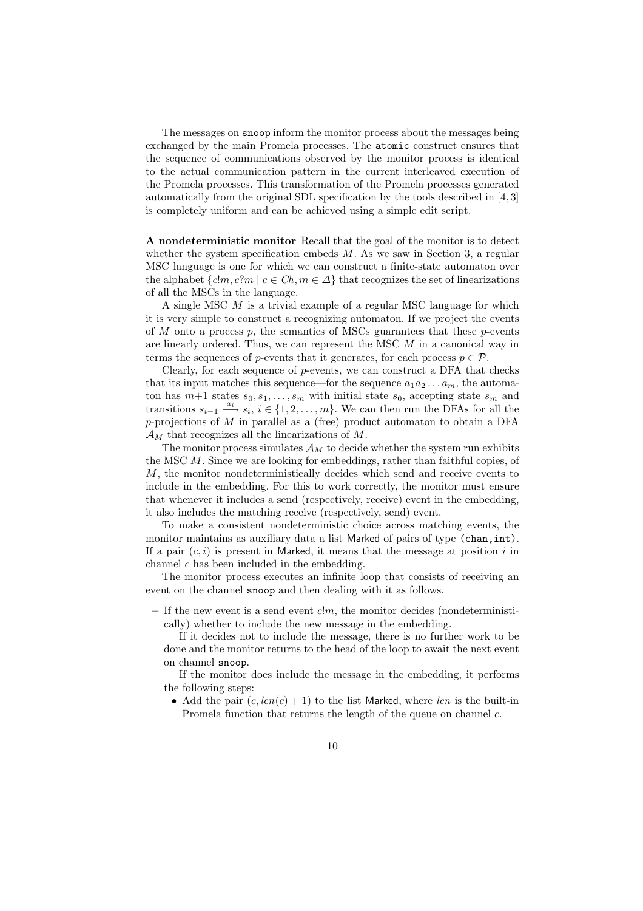The messages on `snoop` inform the monitor process about the messages being exchanged by the main Promela processes. The `atomic` construct ensures that the sequence of communications observed by the monitor process is identical to the actual communication pattern in the current interleaved execution of the Promela processes. This transformation of the Promela processes generated automatically from the original SDL specification by the tools described in [4, 3] is completely uniform and can be achieved using a simple edit script.

**A nondeterministic monitor** Recall that the goal of the monitor is to detect whether the system specification embeds $M$. As we saw in Section 3, a regular MSC language is one for which we can construct a finite-state automaton over the alphabet $\{c!m, c?m \mid c \in Ch, m \in \Delta\}$ that recognizes the set of linearizations of all the MSCs in the language.

A single MSC $M$ is a trivial example of a regular MSC language for which it is very simple to construct a recognizing automaton. If we project the events of $M$ onto a process $p$, the semantics of MSCs guarantees that these $p$-events are linearly ordered. Thus, we can represent the MSC $M$ in a canonical way in terms the sequences of $p$-events that it generates, for each process $p \in \mathcal{P}$.

Clearly, for each sequence of $p$-events, we can construct a DFA that checks that its input matches this sequence—for the sequence $a_1 a_2 \ldots a_m$, the automaton has $m{+}1$ states $s_0, s_1, \ldots, s_m$ with initial state $s_0$, accepting state $s_m$ and transitions $s_{i-1} \xrightarrow{a_i} s_i$, $i \in \{1, 2, \ldots, m\}$. We can then run the DFAs for all the $p$-projections of $M$ in parallel as a (free) product automaton to obtain a DFA $\mathcal{A}_M$ that recognizes all the linearizations of $M$.

The monitor process simulates $\mathcal{A}_M$ to decide whether the system run exhibits the MSC $M$. Since we are looking for embeddings, rather than faithful copies, of $M$, the monitor nondeterministically decides which send and receive events to include in the embedding. For this to work correctly, the monitor must ensure that whenever it includes a send (respectively, receive) event in the embedding, it also includes the matching receive (respectively, send) event.

To make a consistent nondeterministic choice across matching events, the monitor maintains as auxiliary data a list Marked of pairs of type `(chan,int)`. If a pair $(c, i)$ is present in Marked, it means that the message at position $i$ in channel $c$ has been included in the embedding.

The monitor process executes an infinite loop that consists of receiving an event on the channel `snoop` and then dealing with it as follows.

- If the new event is a send event $c!m$, the monitor decides (nondeterministically) whether to include the new message in the embedding.

  If it decides not to include the message, there is no further work to be done and the monitor returns to the head of the loop to await the next event on channel `snoop`.

  If the monitor does include the message in the embedding, it performs the following steps:
  - Add the pair $(c, len(c) + 1)$ to the list Marked, where $len$ is the built-in Promela function that returns the length of the queue on channel $c$.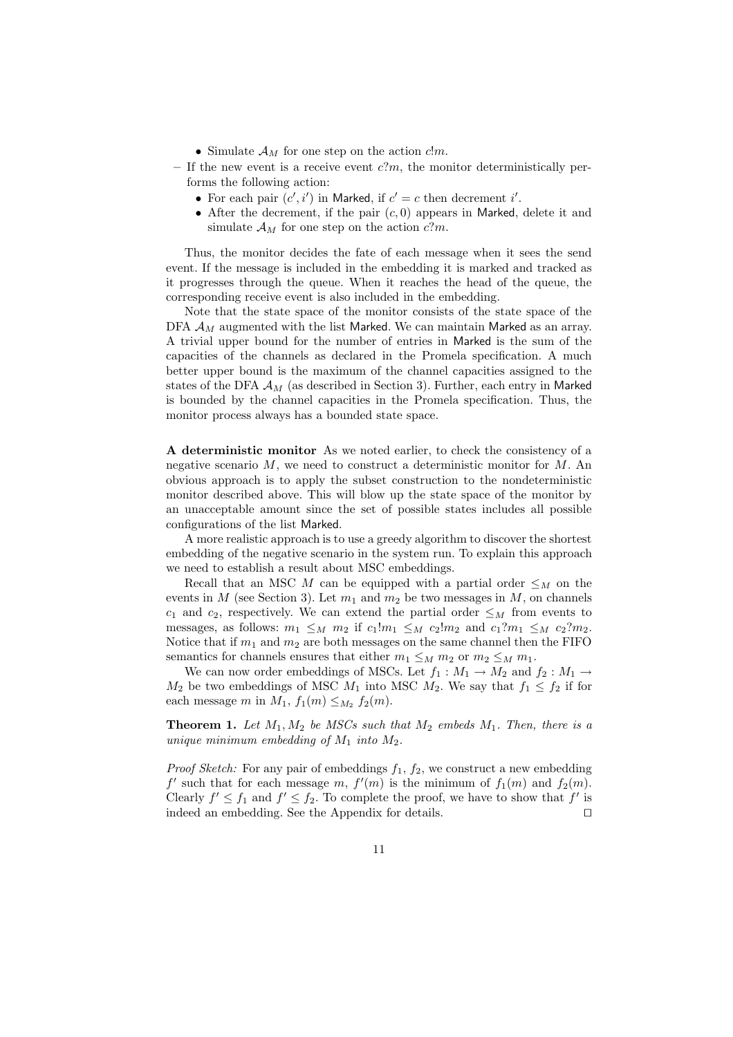- Simulate $\mathcal{A}_M$ for one step on the action $c!m$.
- If the new event is a receive event $c?m$, the monitor deterministically performs the following action:
  - For each pair $(c', i')$ in Marked, if $c' = c$ then decrement $i'$.
  - After the decrement, if the pair $(c, 0)$ appears in Marked, delete it and simulate $\mathcal{A}_M$ for one step on the action $c?m$.

Thus, the monitor decides the fate of each message when it sees the send event. If the message is included in the embedding it is marked and tracked as it progresses through the queue. When it reaches the head of the queue, the corresponding receive event is also included in the embedding.

Note that the state space of the monitor consists of the state space of the DFA $\mathcal{A}_M$ augmented with the list Marked. We can maintain Marked as an array. A trivial upper bound for the number of entries in Marked is the sum of the capacities of the channels as declared in the Promela specification. A much better upper bound is the maximum of the channel capacities assigned to the states of the DFA $\mathcal{A}_M$ (as described in Section 3). Further, each entry in Marked is bounded by the channel capacities in the Promela specification. Thus, the monitor process always has a bounded state space.

**A deterministic monitor** As we noted earlier, to check the consistency of a negative scenario $M$, we need to construct a deterministic monitor for $M$. An obvious approach is to apply the subset construction to the nondeterministic monitor described above. This will blow up the state space of the monitor by an unacceptable amount since the set of possible states includes all possible configurations of the list Marked.

A more realistic approach is to use a greedy algorithm to discover the shortest embedding of the negative scenario in the system run. To explain this approach we need to establish a result about MSC embeddings.

Recall that an MSC $M$ can be equipped with a partial order $\leq_M$ on the events in $M$ (see Section 3). Let $m_1$ and $m_2$ be two messages in $M$, on channels $c_1$ and $c_2$, respectively. We can extend the partial order $\leq_M$ from events to messages, as follows: $m_1 \leq_M m_2$ if $c_1!m_1 \leq_M c_2!m_2$ and $c_1?m_1 \leq_M c_2?m_2$. Notice that if $m_1$ and $m_2$ are both messages on the same channel then the FIFO semantics for channels ensures that either $m_1 \leq_M m_2$ or $m_2 \leq_M m_1$.

We can now order embeddings of MSCs. Let $f_1 : M_1 \to M_2$ and $f_2 : M_1 \to M_2$ be two embeddings of MSC $M_1$ into MSC $M_2$. We say that $f_1 \leq f_2$ if for each message $m$ in $M_1$, $f_1(m) \leq_{M_2} f_2(m)$.

**Theorem 1.** *Let $M_1, M_2$ be MSCs such that $M_2$ embeds $M_1$. Then, there is a unique minimum embedding of $M_1$ into $M_2$.*

*Proof Sketch:* For any pair of embeddings $f_1$, $f_2$, we construct a new embedding $f'$ such that for each message $m$, $f'(m)$ is the minimum of $f_1(m)$ and $f_2(m)$. Clearly $f' \leq f_1$ and $f' \leq f_2$. To complete the proof, we have to show that $f'$ is indeed an embedding. See the Appendix for details. ◻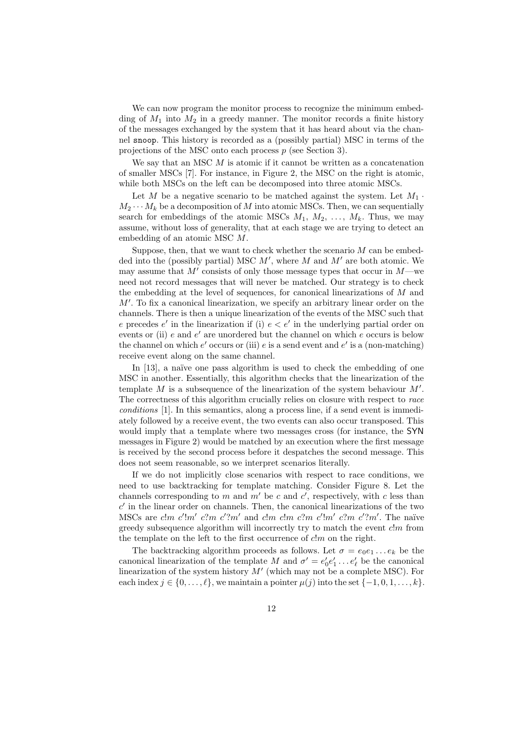We can now program the monitor process to recognize the minimum embedding of $M_1$ into $M_2$ in a greedy manner. The monitor records a finite history of the messages exchanged by the system that it has heard about via the channel `snoop`. This history is recorded as a (possibly partial) MSC in terms of the projections of the MSC onto each process $p$ (see Section 3).

We say that an MSC $M$ is atomic if it cannot be written as a concatenation of smaller MSCs [7]. For instance, in Figure 2, the MSC on the right is atomic, while both MSCs on the left can be decomposed into three atomic MSCs.

Let $M$ be a negative scenario to be matched against the system. Let $M_1 \cdot M_2 \cdots M_k$ be a decomposition of $M$ into atomic MSCs. Then, we can sequentially search for embeddings of the atomic MSCs $M_1, M_2, \ldots, M_k$. Thus, we may assume, without loss of generality, that at each stage we are trying to detect an embedding of an atomic MSC $M$.

Suppose, then, that we want to check whether the scenario $M$ can be embedded into the (possibly partial) MSC $M'$, where $M$ and $M'$ are both atomic. We may assume that $M'$ consists of only those message types that occur in $M$—we need not record messages that will never be matched. Our strategy is to check the embedding at the level of sequences, for canonical linearizations of $M$ and $M'$. To fix a canonical linearization, we specify an arbitrary linear order on the channels. There is then a unique linearization of the events of the MSC such that $e$ precedes $e'$ in the linearization if (i) $e < e'$ in the underlying partial order on events or (ii) $e$ and $e'$ are unordered but the channel on which $e$ occurs is below the channel on which $e'$ occurs or (iii) $e$ is a send event and $e'$ is a (non-matching) receive event along on the same channel.

In [13], a naïve one pass algorithm is used to check the embedding of one MSC in another. Essentially, this algorithm checks that the linearization of the template $M$ is a subsequence of the linearization of the system behaviour $M'$. The correctness of this algorithm crucially relies on closure with respect to *race conditions* [1]. In this semantics, along a process line, if a send event is immediately followed by a receive event, the two events can also occur transposed. This would imply that a template where two messages cross (for instance, the SYN messages in Figure 2) would be matched by an execution where the first message is received by the second process before it despatches the second message. This does not seem reasonable, so we interpret scenarios literally.

If we do not implicitly close scenarios with respect to race conditions, we need to use backtracking for template matching. Consider Figure 8. Let the channels corresponding to $m$ and $m'$ be $c$ and $c'$, respectively, with $c$ less than $c'$ in the linear order on channels. Then, the canonical linearizations of the two MSCs are $c!m\ c'!m'\ c?m\ c'?m'$ and $c!m\ c!m\ c?m\ c'!m'\ c?m\ c'?m'$. The naïve greedy subsequence algorithm will incorrectly try to match the event $c!m$ from the template on the left to the first occurrence of $c!m$ on the right.

The backtracking algorithm proceeds as follows. Let $\sigma = e_0 e_1 \ldots e_k$ be the canonical linearization of the template $M$ and $\sigma' = e'_0 e'_1 \ldots e'_\ell$ be the canonical linearization of the system history $M'$ (which may not be a complete MSC). For each index $j \in \{0, \ldots, \ell\}$, we maintain a pointer $\mu(j)$ into the set $\{-1, 0, 1, \ldots, k\}$.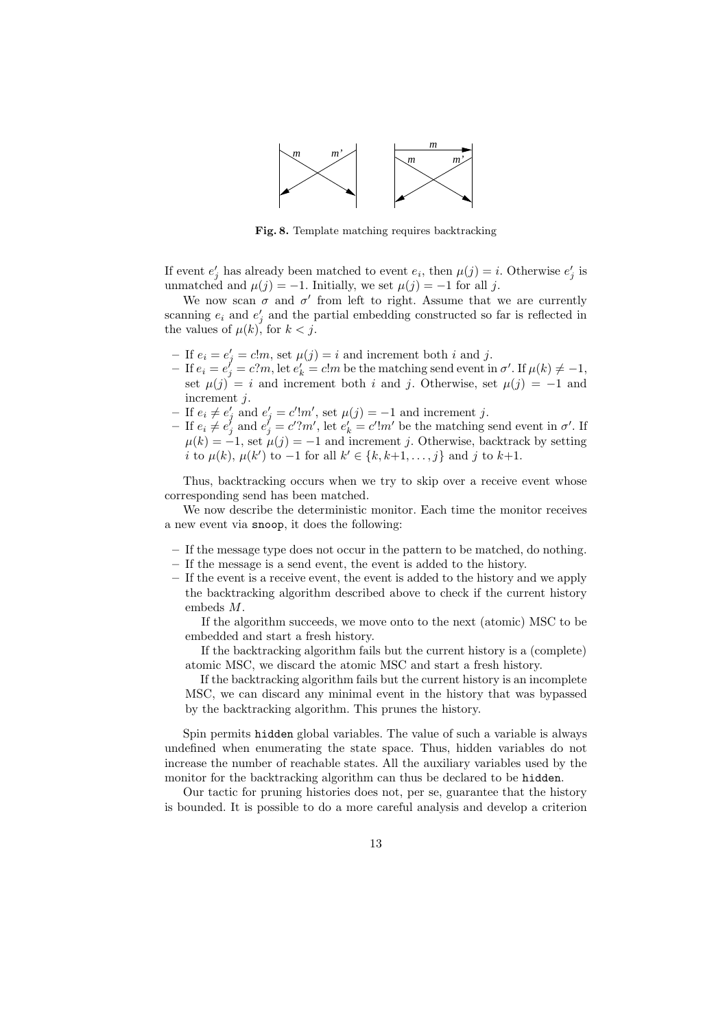**Fig. 8.** Template matching requires backtracking

If event $e'_j$ has already been matched to event $e_i$, then $\mu(j) = i$. Otherwise $e'_j$ is unmatched and $\mu(j) = -1$. Initially, we set $\mu(j) = -1$ for all $j$.

We now scan $\sigma$ and $\sigma'$ from left to right. Assume that we are currently scanning $e_i$ and $e'_j$ and the partial embedding constructed so far is reflected in the values of $\mu(k)$, for $k < j$.

- If $e_i = e'_j = c!m$, set $\mu(j) = i$ and increment both $i$ and $j$.
- If $e_i = e'_j = c?m$, let $e'_k = c!m$ be the matching send event in $\sigma'$. If $\mu(k) \neq -1$, set $\mu(j) = i$ and increment both $i$ and $j$. Otherwise, set $\mu(j) = -1$ and increment $j$.
- If $e_i \neq e'_j$ and $e'_j = c'!m'$, set $\mu(j) = -1$ and increment $j$.
- If $e_i \neq e'_j$ and $e'_j = c'?m'$, let $e'_k = c'!m'$ be the matching send event in $\sigma'$. If $\mu(k) = -1$, set $\mu(j) = -1$ and increment $j$. Otherwise, backtrack by setting $i$ to $\mu(k)$, $\mu(k')$ to $-1$ for all $k' \in \{k, k+1, \ldots, j\}$ and $j$ to $k+1$.

Thus, backtracking occurs when we try to skip over a receive event whose corresponding send has been matched.

We now describe the deterministic monitor. Each time the monitor receives a new event via `snoop`, it does the following:

- If the message type does not occur in the pattern to be matched, do nothing.
- If the message is a send event, the event is added to the history.
- If the event is a receive event, the event is added to the history and we apply the backtracking algorithm described above to check if the current history embeds $M$.

  If the algorithm succeeds, we move onto to the next (atomic) MSC to be embedded and start a fresh history.

  If the backtracking algorithm fails but the current history is a (complete) atomic MSC, we discard the atomic MSC and start a fresh history.

  If the backtracking algorithm fails but the current history is an incomplete MSC, we can discard any minimal event in the history that was bypassed by the backtracking algorithm. This prunes the history.

Spin permits `hidden` global variables. The value of such a variable is always undefined when enumerating the state space. Thus, hidden variables do not increase the number of reachable states. All the auxiliary variables used by the monitor for the backtracking algorithm can thus be declared to be `hidden`.

Our tactic for pruning histories does not, per se, guarantee that the history is bounded. It is possible to do a more careful analysis and develop a criterion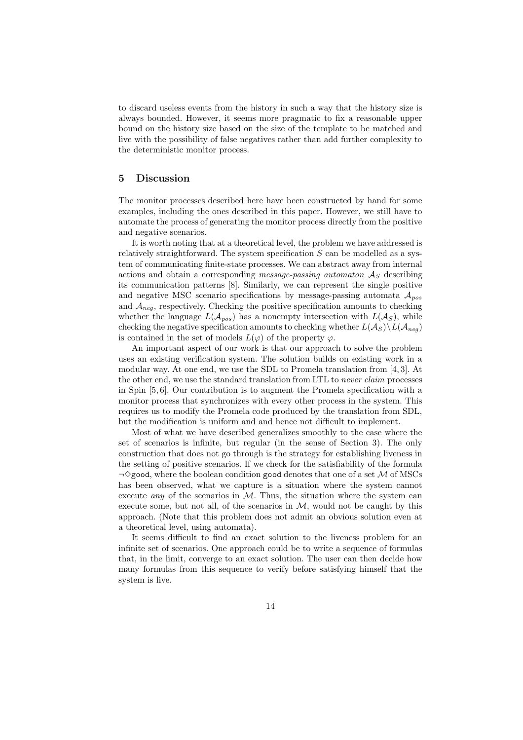to discard useless events from the history in such a way that the history size is always bounded. However, it seems more pragmatic to fix a reasonable upper bound on the history size based on the size of the template to be matched and live with the possibility of false negatives rather than add further complexity to the deterministic monitor process.

## 5 Discussion

The monitor processes described here have been constructed by hand for some examples, including the ones described in this paper. However, we still have to automate the process of generating the monitor process directly from the positive and negative scenarios.

It is worth noting that at a theoretical level, the problem we have addressed is relatively straightforward. The system specification $S$ can be modelled as a system of communicating finite-state processes. We can abstract away from internal actions and obtain a corresponding *message-passing automaton* $\mathcal{A}_S$ describing its communication patterns [8]. Similarly, we can represent the single positive and negative MSC scenario specifications by message-passing automata $\mathcal{A}_{pos}$ and $\mathcal{A}_{neg}$, respectively. Checking the positive specification amounts to checking whether the language $L(\mathcal{A}_{pos})$ has a nonempty intersection with $L(\mathcal{A}_S)$, while checking the negative specification amounts to checking whether $L(\mathcal{A}_S) \setminus L(\mathcal{A}_{neg})$ is contained in the set of models $L(\varphi)$ of the property $\varphi$.

An important aspect of our work is that our approach to solve the problem uses an existing verification system. The solution builds on existing work in a modular way. At one end, we use the SDL to Promela translation from [4, 3]. At the other end, we use the standard translation from LTL to *never claim* processes in Spin [5, 6]. Our contribution is to augment the Promela specification with a monitor process that synchronizes with every other process in the system. This requires us to modify the Promela code produced by the translation from SDL, but the modification is uniform and and hence not difficult to implement.

Most of what we have described generalizes smoothly to the case where the set of scenarios is infinite, but regular (in the sense of Section 3). The only construction that does not go through is the strategy for establishing liveness in the setting of positive scenarios. If we check for the satisfiability of the formula $\neg\Diamond$`good`, where the boolean condition `good` denotes that one of a set $\mathcal{M}$ of MSCs has been observed, what we capture is a situation where the system cannot execute *any* of the scenarios in $\mathcal{M}$. Thus, the situation where the system can execute some, but not all, of the scenarios in $\mathcal{M}$, would not be caught by this approach. (Note that this problem does not admit an obvious solution even at a theoretical level, using automata).

It seems difficult to find an exact solution to the liveness problem for an infinite set of scenarios. One approach could be to write a sequence of formulas that, in the limit, converge to an exact solution. The user can then decide how many formulas from this sequence to verify before satisfying himself that the system is live.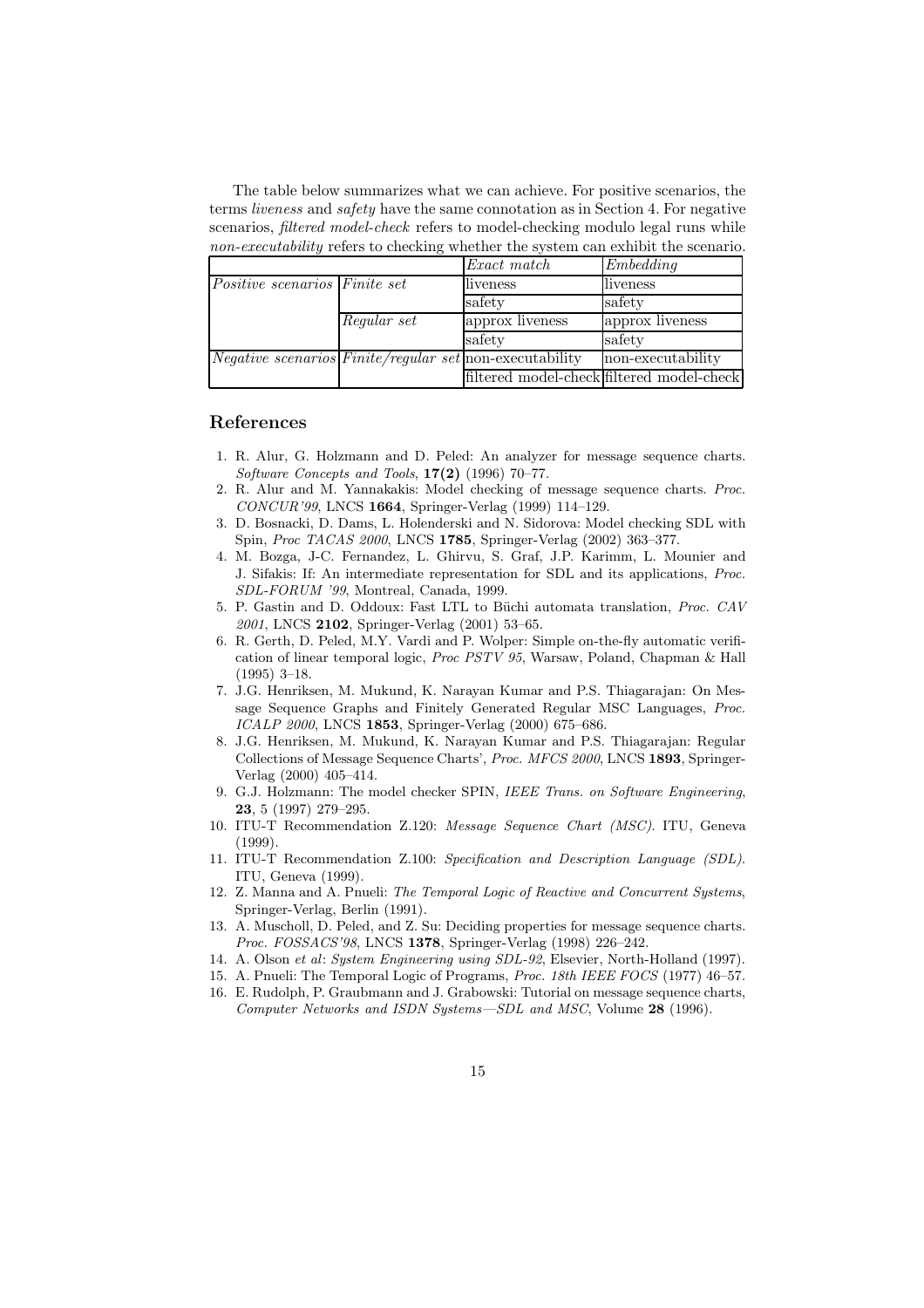The table below summarizes what we can achieve. For positive scenarios, the terms *liveness* and *safety* have the same connotation as in Section 4. For negative scenarios, *filtered model-check* refers to model-checking modulo legal runs while *non-executability* refers to checking whether the system can exhibit the scenario.

| | | *Exact match* | *Embedding* |
|---|---|---|---|
| *Positive scenarios* | *Finite set* | liveness | liveness |
| | | safety | safety |
| | *Regular set* | approx liveness | approx liveness |
| | | safety | safety |
| *Negative scenarios* | *Finite/regular set* | non-executability | non-executability |
| | | filtered model-check | filtered model-check |

## References

1. R. Alur, G. Holzmann and D. Peled: An analyzer for message sequence charts. *Software Concepts and Tools*, **17(2)** (1996) 70–77.
2. R. Alur and M. Yannakakis: Model checking of message sequence charts. *Proc. CONCUR'99*, LNCS **1664**, Springer-Verlag (1999) 114–129.
3. D. Bosnacki, D. Dams, L. Holenderski and N. Sidorova: Model checking SDL with Spin, *Proc TACAS 2000*, LNCS **1785**, Springer-Verlag (2002) 363–377.
4. M. Bozga, J-C. Fernandez, L. Ghirvu, S. Graf, J.P. Karimm, L. Mounier and J. Sifakis: If: An intermediate representation for SDL and its applications, *Proc. SDL-FORUM '99*, Montreal, Canada, 1999.
5. P. Gastin and D. Oddoux: Fast LTL to Büchi automata translation, *Proc. CAV 2001*, LNCS **2102**, Springer-Verlag (2001) 53–65.
6. R. Gerth, D. Peled, M.Y. Vardi and P. Wolper: Simple on-the-fly automatic verification of linear temporal logic, *Proc PSTV 95*, Warsaw, Poland, Chapman & Hall (1995) 3–18.
7. J.G. Henriksen, M. Mukund, K. Narayan Kumar and P.S. Thiagarajan: On Message Sequence Graphs and Finitely Generated Regular MSC Languages, *Proc. ICALP 2000*, LNCS **1853**, Springer-Verlag (2000) 675–686.
8. J.G. Henriksen, M. Mukund, K. Narayan Kumar and P.S. Thiagarajan: Regular Collections of Message Sequence Charts', *Proc. MFCS 2000*, LNCS **1893**, Springer-Verlag (2000) 405–414.
9. G.J. Holzmann: The model checker SPIN, *IEEE Trans. on Software Engineering*, **23**, 5 (1997) 279–295.
10. ITU-T Recommendation Z.120: *Message Sequence Chart (MSC)*. ITU, Geneva (1999).
11. ITU-T Recommendation Z.100: *Specification and Description Language (SDL)*. ITU, Geneva (1999).
12. Z. Manna and A. Pnueli: *The Temporal Logic of Reactive and Concurrent Systems*, Springer-Verlag, Berlin (1991).
13. A. Muscholl, D. Peled, and Z. Su: Deciding properties for message sequence charts. *Proc. FOSSACS'98*, LNCS **1378**, Springer-Verlag (1998) 226–242.
14. A. Olson *et al*: *System Engineering using SDL-92*, Elsevier, North-Holland (1997).
15. A. Pnueli: The Temporal Logic of Programs, *Proc. 18th IEEE FOCS* (1977) 46–57.
16. E. Rudolph, P. Graubmann and J. Grabowski: Tutorial on message sequence charts, *Computer Networks and ISDN Systems—SDL and MSC*, Volume **28** (1996).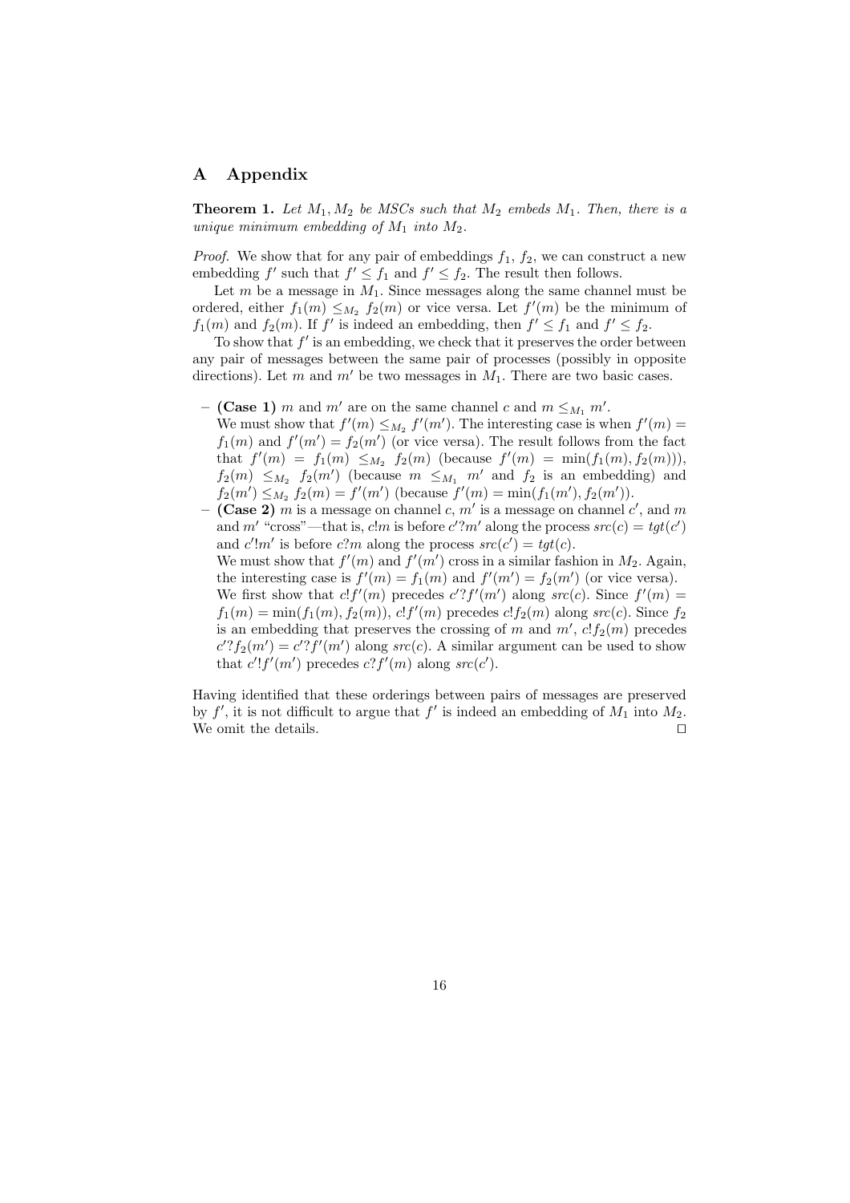## A Appendix

**Theorem 1.** *Let $M_1, M_2$ be MSCs such that $M_2$ embeds $M_1$. Then, there is a unique minimum embedding of $M_1$ into $M_2$.*

*Proof.* We show that for any pair of embeddings $f_1$, $f_2$, we can construct a new embedding $f'$ such that $f' \leq f_1$ and $f' \leq f_2$. The result then follows.

Let $m$ be a message in $M_1$. Since messages along the same channel must be ordered, either $f_1(m) \leq_{M_2} f_2(m)$ or vice versa. Let $f'(m)$ be the minimum of $f_1(m)$ and $f_2(m)$. If $f'$ is indeed an embedding, then $f' \leq f_1$ and $f' \leq f_2$.

To show that $f'$ is an embedding, we check that it preserves the order between any pair of messages between the same pair of processes (possibly in opposite directions). Let $m$ and $m'$ be two messages in $M_1$. There are two basic cases.

- **(Case 1)** $m$ and $m'$ are on the same channel $c$ and $m \leq_{M_1} m'$.
  We must show that $f'(m) \leq_{M_2} f'(m')$. The interesting case is when $f'(m) = f_1(m)$ and $f'(m') = f_2(m')$ (or vice versa). The result follows from the fact that $f'(m) = f_1(m) \leq_{M_2} f_2(m)$ (because $f'(m) = \min(f_1(m), f_2(m))$), $f_2(m) \leq_{M_2} f_2(m')$ (because $m \leq_{M_1} m'$ and $f_2$ is an embedding) and $f_2(m') \leq_{M_2} f_2(m) = f'(m')$ (because $f'(m) = \min(f_1(m'), f_2(m'))$.
- **(Case 2)** $m$ is a message on channel $c$, $m'$ is a message on channel $c'$, and $m$ and $m'$ "cross"—that is, $c!m$ is before $c'?m'$ along the process $src(c) = tgt(c')$ and $c'!m'$ is before $c?m$ along the process $src(c') = tgt(c)$.
  We must show that $f'(m)$ and $f'(m')$ cross in a similar fashion in $M_2$. Again, the interesting case is $f'(m) = f_1(m)$ and $f'(m') = f_2(m')$ (or vice versa). We first show that $c!f'(m)$ precedes $c'?f'(m')$ along $src(c)$. Since $f'(m) = f_1(m) = \min(f_1(m), f_2(m))$, $c!f'(m)$ precedes $c!f_2(m)$ along $src(c)$. Since $f_2$ is an embedding that preserves the crossing of $m$ and $m'$, $c!f_2(m)$ precedes $c'?f_2(m') = c'?f'(m')$ along $src(c)$. A similar argument can be used to show that $c'!f'(m')$ precedes $c?f'(m)$ along $src(c')$.

Having identified that these orderings between pairs of messages are preserved by $f'$, it is not difficult to argue that $f'$ is indeed an embedding of $M_1$ into $M_2$. We omit the details. ☐